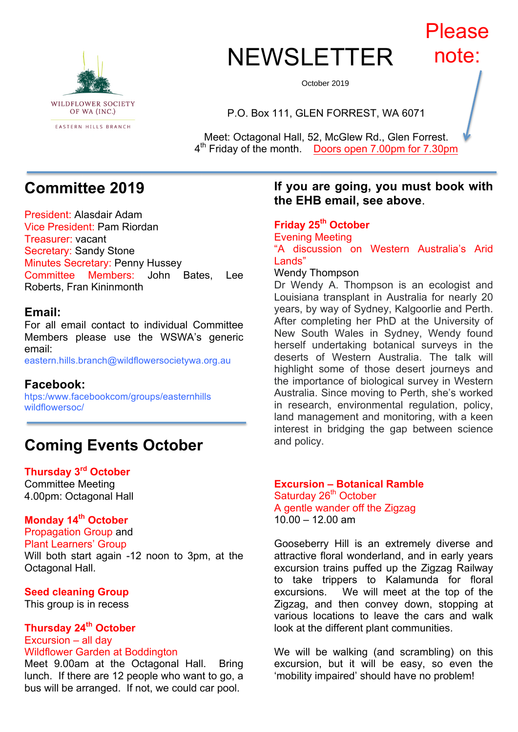WILDFLOWER SOCIETY OF WA (INC.)

EASTERN HILLS BRANCH

# NEWSLETTER

October 2019

Please note:

P.O. Box 111, GLEN FORREST, WA 6071

Meet: Octagonal Hall, 52, McGlew Rd., Glen Forrest.
4th Friday of the month. Doors open 7.00pm for 7.30pm

## Committee 2019

President: Alasdair Adam
Vice President: Pam Riordan
Treasurer: vacant
Secretary: Sandy Stone
Minutes Secretary: Penny Hussey
Committee Members: John Bates, Lee Roberts, Fran Kininmonth

### Email:

For all email contact to individual Committee Members please use the WSWA's generic email:
eastern.hills.branch@wildflowersocietywa.org.au

### Facebook:

htps:/www.facebookcom/groups/easternhills wildflowersoc/

## Coming Events October

**Thursday 3rd October**
Committee Meeting
4.00pm: Octagonal Hall

**Monday 14th October**
Propagation Group and
Plant Learners' Group
Will both start again -12 noon to 3pm, at the Octagonal Hall.

**Seed cleaning Group**
This group is in recess

**Thursday 24th October**
Excursion – all day
Wildflower Garden at Boddington
Meet 9.00am at the Octagonal Hall. Bring lunch. If there are 12 people who want to go, a bus will be arranged. If not, we could car pool.

**If you are going, you must book with the EHB email, see above.**

**Friday 25th October**
Evening Meeting
"A discussion on Western Australia's Arid Lands"
Wendy Thompson
Dr Wendy A. Thompson is an ecologist and Louisiana transplant in Australia for nearly 20 years, by way of Sydney, Kalgoorlie and Perth. After completing her PhD at the University of New South Wales in Sydney, Wendy found herself undertaking botanical surveys in the deserts of Western Australia. The talk will highlight some of those desert journeys and the importance of biological survey in Western Australia. Since moving to Perth, she's worked in research, environmental regulation, policy, land management and monitoring, with a keen interest in bridging the gap between science and policy.

**Excursion – Botanical Ramble**
Saturday 26th October
A gentle wander off the Zigzag
10.00 – 12.00 am

Gooseberry Hill is an extremely diverse and attractive floral wonderland, and in early years excursion trains puffed up the Zigzag Railway to take trippers to Kalamunda for floral excursions. We will meet at the top of the Zigzag, and then convey down, stopping at various locations to leave the cars and walk look at the different plant communities.

We will be walking (and scrambling) on this excursion, but it will be easy, so even the 'mobility impaired' should have no problem!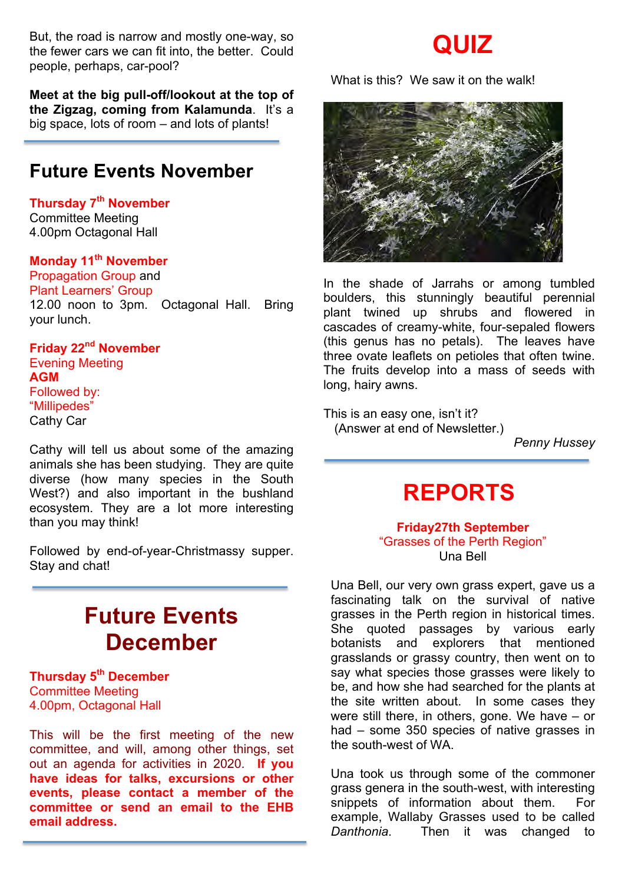But, the road is narrow and mostly one-way, so the fewer cars we can fit into, the better. Could people, perhaps, car-pool?

**Meet at the big pull-off/lookout at the top of the Zigzag, coming from Kalamunda**. It's a big space, lots of room – and lots of plants!

## Future Events November

**Thursday 7th November**
Committee Meeting
4.00pm Octagonal Hall

**Monday 11th November**
Propagation Group and
Plant Learners' Group
12.00 noon to 3pm. Octagonal Hall. Bring your lunch.

**Friday 22nd November**
Evening Meeting
**AGM**
Followed by:
"Millipedes"
Cathy Car

Cathy will tell us about some of the amazing animals she has been studying. They are quite diverse (how many species in the South West?) and also important in the bushland ecosystem. They are a lot more interesting than you may think!

Followed by end-of-year-Christmassy supper. Stay and chat!

## Future Events December

**Thursday 5th December**
Committee Meeting
4.00pm, Octagonal Hall

This will be the first meeting of the new committee, and will, among other things, set out an agenda for activities in 2020. **If you have ideas for talks, excursions or other events, please contact a member of the committee or send an email to the EHB email address.**

# QUIZ

What is this? We saw it on the walk!

In the shade of Jarrahs or among tumbled boulders, this stunningly beautiful perennial plant twined up shrubs and flowered in cascades of creamy-white, four-sepaled flowers (this genus has no petals). The leaves have three ovate leaflets on petioles that often twine. The fruits develop into a mass of seeds with long, hairy awns.

This is an easy one, isn't it?
(Answer at end of Newsletter.)

*Penny Hussey*

# REPORTS

**Friday27th September**
"Grasses of the Perth Region"
Una Bell

Una Bell, our very own grass expert, gave us a fascinating talk on the survival of native grasses in the Perth region in historical times. She quoted passages by various early botanists and explorers that mentioned grasslands or grassy country, then went on to say what species those grasses were likely to be, and how she had searched for the plants at the site written about. In some cases they were still there, in others, gone. We have – or had – some 350 species of native grasses in the south-west of WA.

Una took us through some of the commoner grass genera in the south-west, with interesting snippets of information about them. For example, Wallaby Grasses used to be called *Danthonia*. Then it was changed to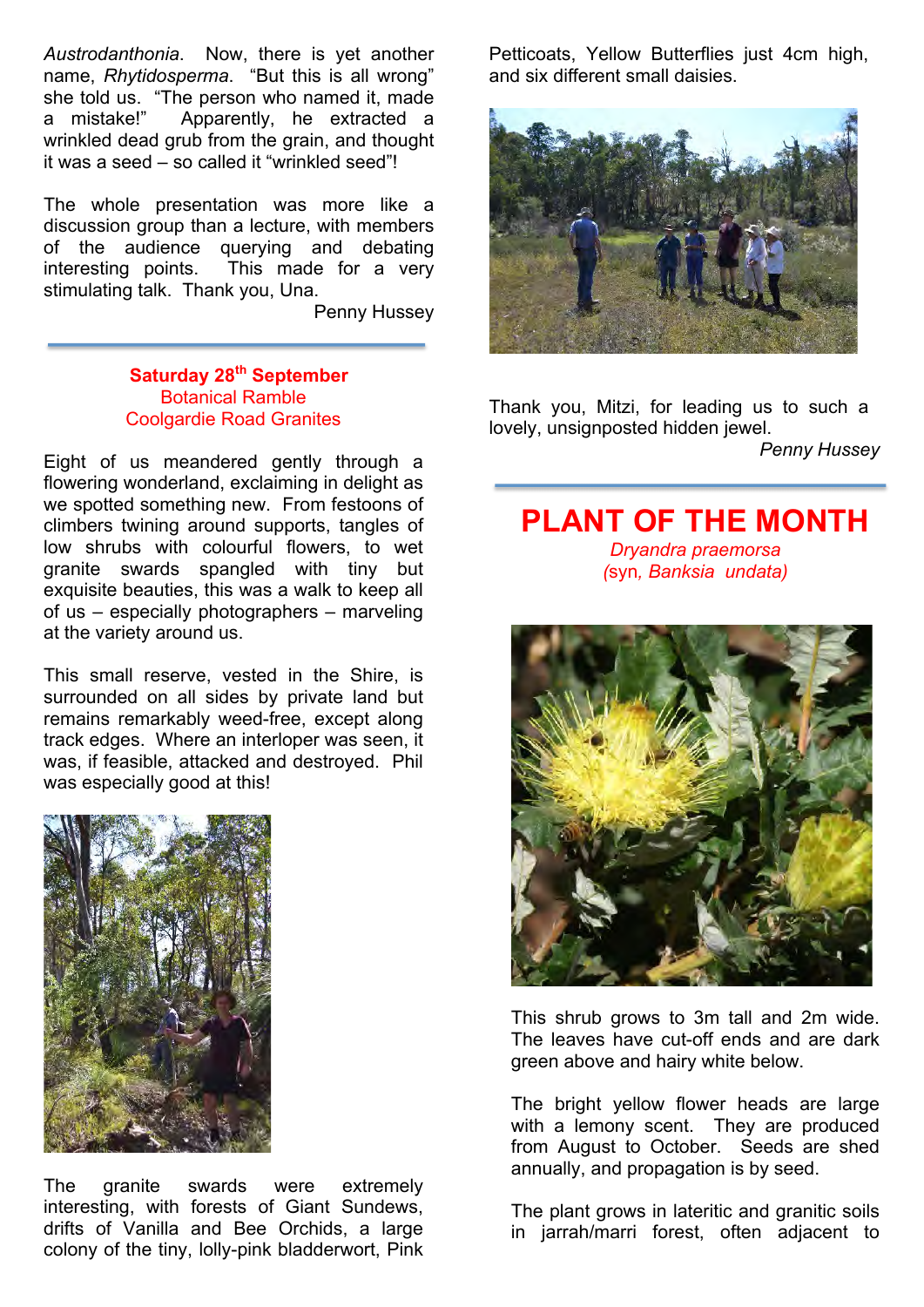*Austrodanthonia*. Now, there is yet another name, *Rhytidosperma*. "But this is all wrong" she told us. "The person who named it, made a mistake!" Apparently, he extracted a wrinkled dead grub from the grain, and thought it was a seed – so called it "wrinkled seed"!

The whole presentation was more like a discussion group than a lecture, with members of the audience querying and debating interesting points. This made for a very stimulating talk. Thank you, Una.

Penny Hussey

---

**Saturday 28th September**
Botanical Ramble
Coolgardie Road Granites

Eight of us meandered gently through a flowering wonderland, exclaiming in delight as we spotted something new. From festoons of climbers twining around supports, tangles of low shrubs with colourful flowers, to wet granite swards spangled with tiny but exquisite beauties, this was a walk to keep all of us – especially photographers – marveling at the variety around us.

This small reserve, vested in the Shire, is surrounded on all sides by private land but remains remarkably weed-free, except along track edges. Where an interloper was seen, it was, if feasible, attacked and destroyed. Phil was especially good at this!

The granite swards were extremely interesting, with forests of Giant Sundews, drifts of Vanilla and Bee Orchids, a large colony of the tiny, lolly-pink bladderwort, Pink Petticoats, Yellow Butterflies just 4cm high, and six different small daisies.

Thank you, Mitzi, for leading us to such a lovely, unsignposted hidden jewel.

*Penny Hussey*

---

# PLANT OF THE MONTH

*Dryandra praemorsa*
*(syn, Banksia undata)*

This shrub grows to 3m tall and 2m wide. The leaves have cut-off ends and are dark green above and hairy white below.

The bright yellow flower heads are large with a lemony scent. They are produced from August to October. Seeds are shed annually, and propagation is by seed.

The plant grows in lateritic and granitic soils in jarrah/marri forest, often adjacent to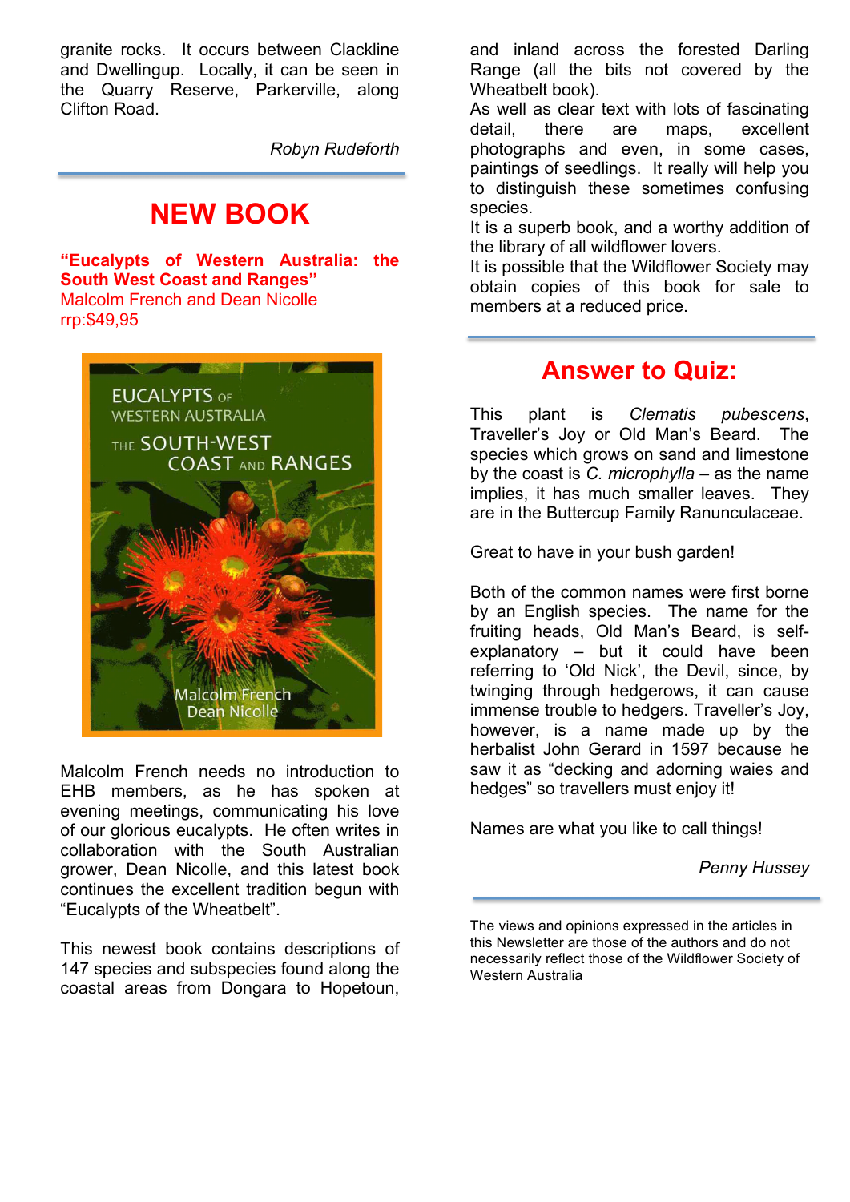granite rocks. It occurs between Clackline and Dwellingup. Locally, it can be seen in the Quarry Reserve, Parkerville, along Clifton Road.

*Robyn Rudeforth*

# NEW BOOK

**"Eucalypts of Western Australia: the South West Coast and Ranges"**
Malcolm French and Dean Nicolle
rrp:$49,95

Malcolm French needs no introduction to EHB members, as he has spoken at evening meetings, communicating his love of our glorious eucalypts. He often writes in collaboration with the South Australian grower, Dean Nicolle, and this latest book continues the excellent tradition begun with "Eucalypts of the Wheatbelt".

This newest book contains descriptions of 147 species and subspecies found along the coastal areas from Dongara to Hopetoun, and inland across the forested Darling Range (all the bits not covered by the Wheatbelt book).

As well as clear text with lots of fascinating detail, there are maps, excellent photographs and even, in some cases, paintings of seedlings. It really will help you to distinguish these sometimes confusing species.

It is a superb book, and a worthy addition of the library of all wildflower lovers.

It is possible that the Wildflower Society may obtain copies of this book for sale to members at a reduced price.

# Answer to Quiz:

This plant is *Clematis pubescens*, Traveller's Joy or Old Man's Beard. The species which grows on sand and limestone by the coast is *C. microphylla* – as the name implies, it has much smaller leaves. They are in the Buttercup Family Ranunculaceae.

Great to have in your bush garden!

Both of the common names were first borne by an English species. The name for the fruiting heads, Old Man's Beard, is self-explanatory – but it could have been referring to 'Old Nick', the Devil, since, by twinging through hedgerows, it can cause immense trouble to hedgers. Traveller's Joy, however, is a name made up by the herbalist John Gerard in 1597 because he saw it as "decking and adorning waies and hedges" so travellers must enjoy it!

Names are what you like to call things!

*Penny Hussey*

The views and opinions expressed in the articles in this Newsletter are those of the authors and do not necessarily reflect those of the Wildflower Society of Western Australia